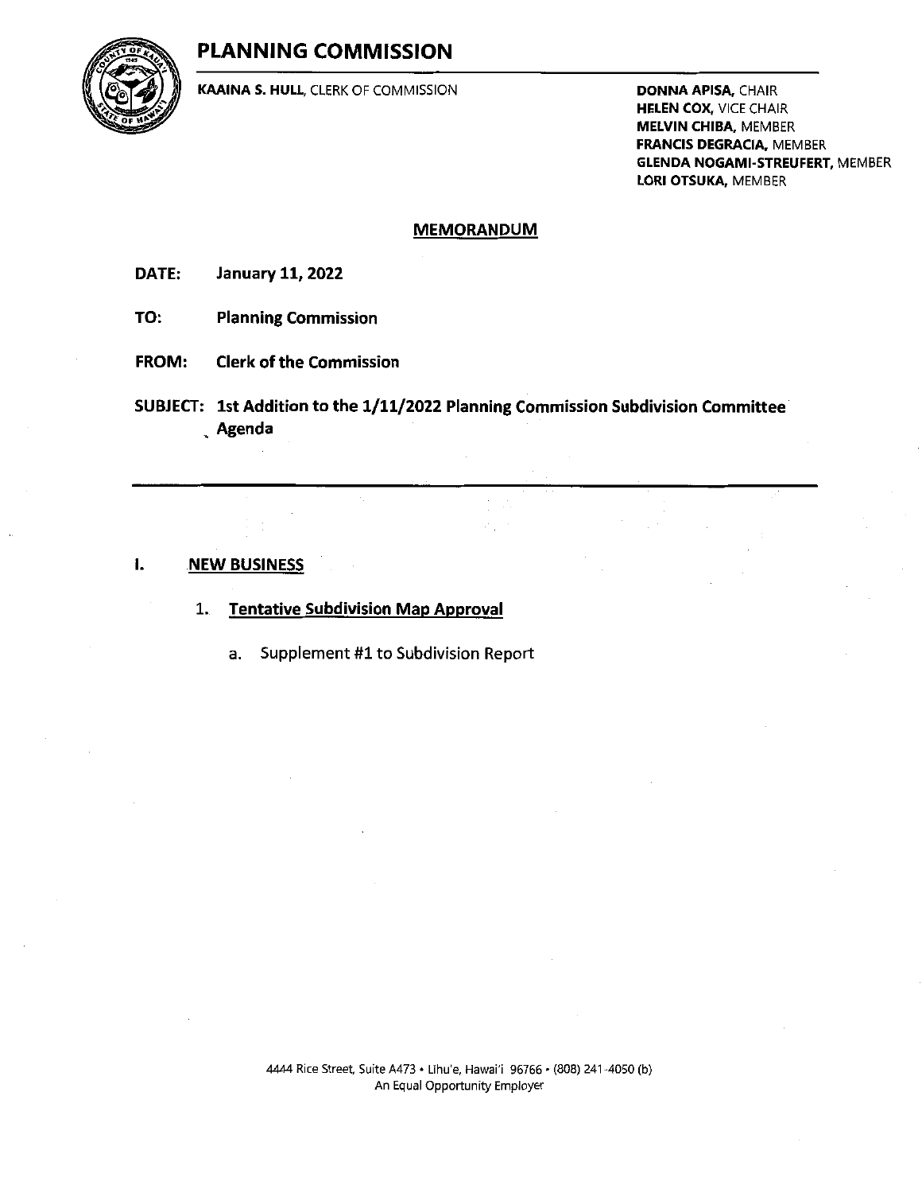# PLANNING COMMISSION

**KAAINA S. HULL**, CLERK OF COMMISSION

**DONNA APISA**, CHAIR
**HELEN COX**, VICE CHAIR
**MELVIN CHIBA**, MEMBER
**FRANCIS DEGRACIA**, MEMBER
**GLENDA NOGAMI-STREUFERT**, MEMBER
**LORI OTSUKA**, MEMBER

## MEMORANDUM

**DATE:** **January 11, 2022**

**TO:** **Planning Commission**

**FROM:** **Clerk of the Commission**

**SUBJECT:** **1st Addition to the 1/11/2022 Planning Commission Subdivision Committee Agenda**

---

**I. NEW BUSINESS**

1. **Tentative Subdivision Map Approval**

    a. Supplement #1 to Subdivision Report

4444 Rice Street, Suite A473 • Lihu'e, Hawai'i 96766 • (808) 241-4050 (b)
An Equal Opportunity Employer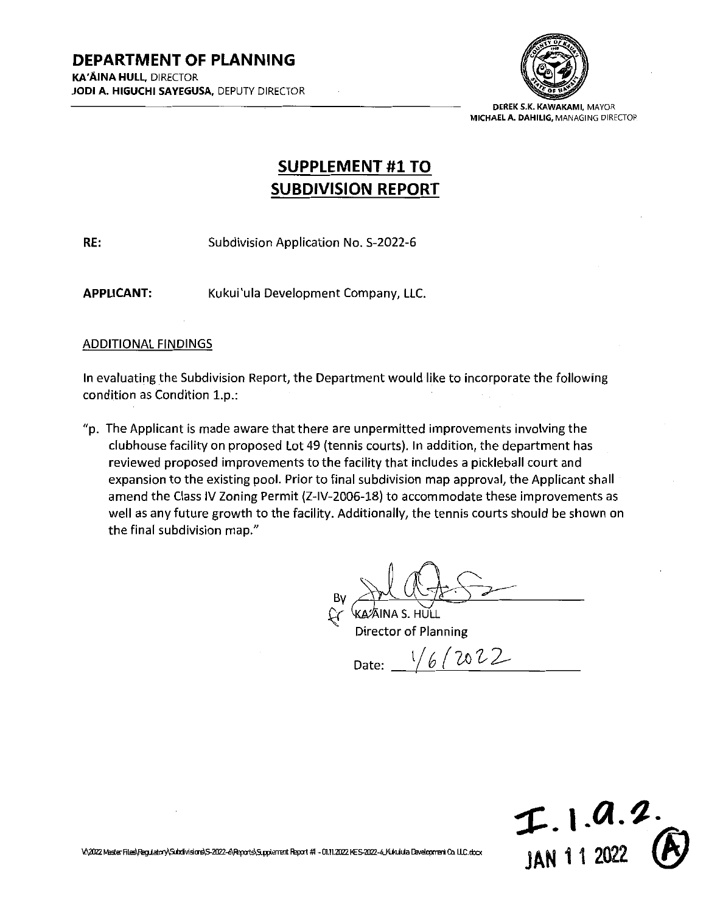**DEPARTMENT OF PLANNING**
**KA'ĀINA HULL**, DIRECTOR
**JODI A. HIGUCHI SAYEGUSA**, DEPUTY DIRECTOR

**DEREK S.K. KAWAKAMI**, MAYOR
**MICHAEL A. DAHILIG**, MANAGING DIRECTOR

# SUPPLEMENT #1 TO SUBDIVISION REPORT

**RE:** Subdivision Application No. S-2022-6

**APPLICANT:** Kukui'ula Development Company, LLC.

ADDITIONAL FINDINGS

In evaluating the Subdivision Report, the Department would like to incorporate the following condition as Condition 1.p.:

"p. The Applicant is made aware that there are unpermitted improvements involving the clubhouse facility on proposed Lot 49 (tennis courts). In addition, the department has reviewed proposed improvements to the facility that includes a pickleball court and expansion to the existing pool. Prior to final subdivision map approval, the Applicant shall amend the Class IV Zoning Permit (Z-IV-2006-18) to accommodate these improvements as well as any future growth to the facility. Additionally, the tennis courts should be shown on the final subdivision map."

By ______________________
fr KA'ĀINA S. HULL
Director of Planning

Date: 1/6/2022

V:\2022 Master Files\Regulatory\Subdivisions\S-2022-6\Reports\Supplement Report #1 - 01.11.2022 KES-2022-6_Kukuiula Development Co LLC.docx

I.1.a.2.
JAN 11 2022 (A)